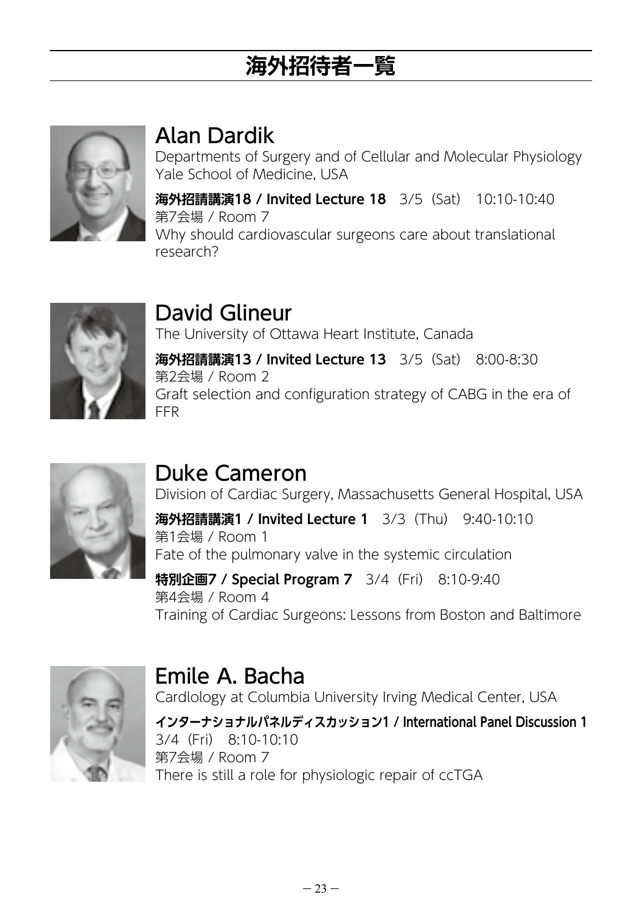# 海外招待者一覧

## Alan Dardik

Departments of Surgery and of Cellular and Molecular Physiology
Yale School of Medicine, USA

**海外招請講演18 / Invited Lecture 18**　3/5（Sat）　10:10-10:40
第7会場 / Room 7
Why should cardiovascular surgeons care about translational research?

## David Glineur

The University of Ottawa Heart Institute, Canada

**海外招請講演13 / Invited Lecture 13**　3/5（Sat）　8:00-8:30
第2会場 / Room 2
Graft selection and configuration strategy of CABG in the era of FFR

## Duke Cameron

Division of Cardiac Surgery, Massachusetts General Hospital, USA

**海外招請講演1 / Invited Lecture 1**　3/3（Thu）　9:40-10:10
第1会場 / Room 1
Fate of the pulmonary valve in the systemic circulation

**特別企画7 / Special Program 7**　3/4（Fri）　8:10-9:40
第4会場 / Room 4
Training of Cardiac Surgeons: Lessons from Boston and Baltimore

## Emile A. Bacha

Cardlology at Columbia University Irving Medical Center, USA

**インターナショナルパネルディスカッション1 / International Panel Discussion 1**
3/4（Fri）　8:10-10:10
第7会場 / Room 7
There is still a role for physiologic repair of ccTGA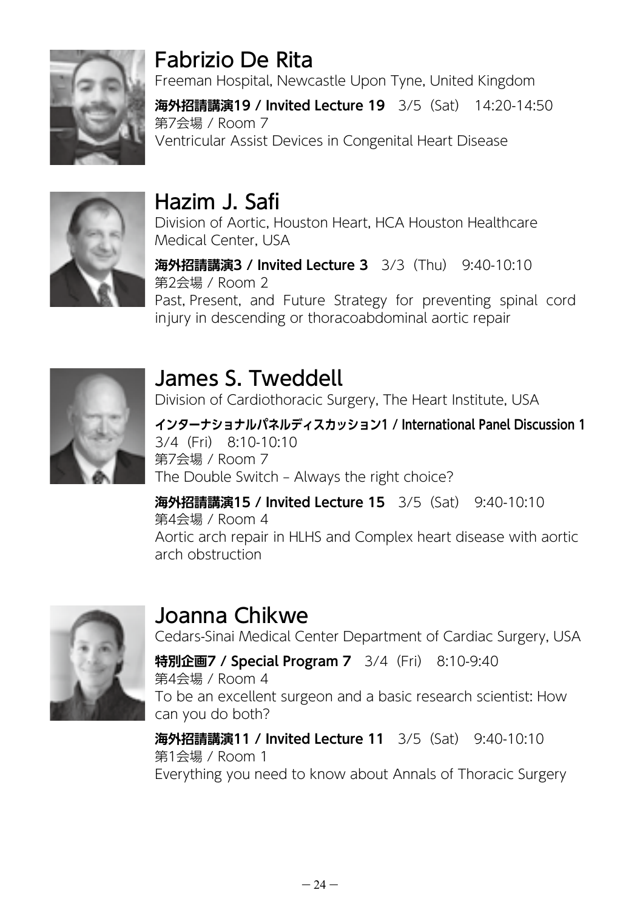## Fabrizio De Rita

Freeman Hospital, Newcastle Upon Tyne, United Kingdom

**海外招請講演19 / Invited Lecture 19** 3/5（Sat） 14:20-14:50
第7会場 / Room 7
Ventricular Assist Devices in Congenital Heart Disease

## Hazim J. Safi

Division of Aortic, Houston Heart, HCA Houston Healthcare Medical Center, USA

**海外招請講演3 / Invited Lecture 3** 3/3（Thu） 9:40-10:10
第2会場 / Room 2
Past, Present, and Future Strategy for preventing spinal cord injury in descending or thoracoabdominal aortic repair

## James S. Tweddell

Division of Cardiothoracic Surgery, The Heart Institute, USA

**インターナショナルパネルディスカッション1 / International Panel Discussion 1**
3/4（Fri） 8:10-10:10
第7会場 / Room 7
The Double Switch – Always the right choice?

**海外招請講演15 / Invited Lecture 15** 3/5（Sat） 9:40-10:10
第4会場 / Room 4
Aortic arch repair in HLHS and Complex heart disease with aortic arch obstruction

## Joanna Chikwe

Cedars-Sinai Medical Center Department of Cardiac Surgery, USA

**特別企画7 / Special Program 7** 3/4（Fri） 8:10-9:40
第4会場 / Room 4
To be an excellent surgeon and a basic research scientist: How can you do both?

**海外招請講演11 / Invited Lecture 11** 3/5（Sat） 9:40-10:10
第1会場 / Room 1
Everything you need to know about Annals of Thoracic Surgery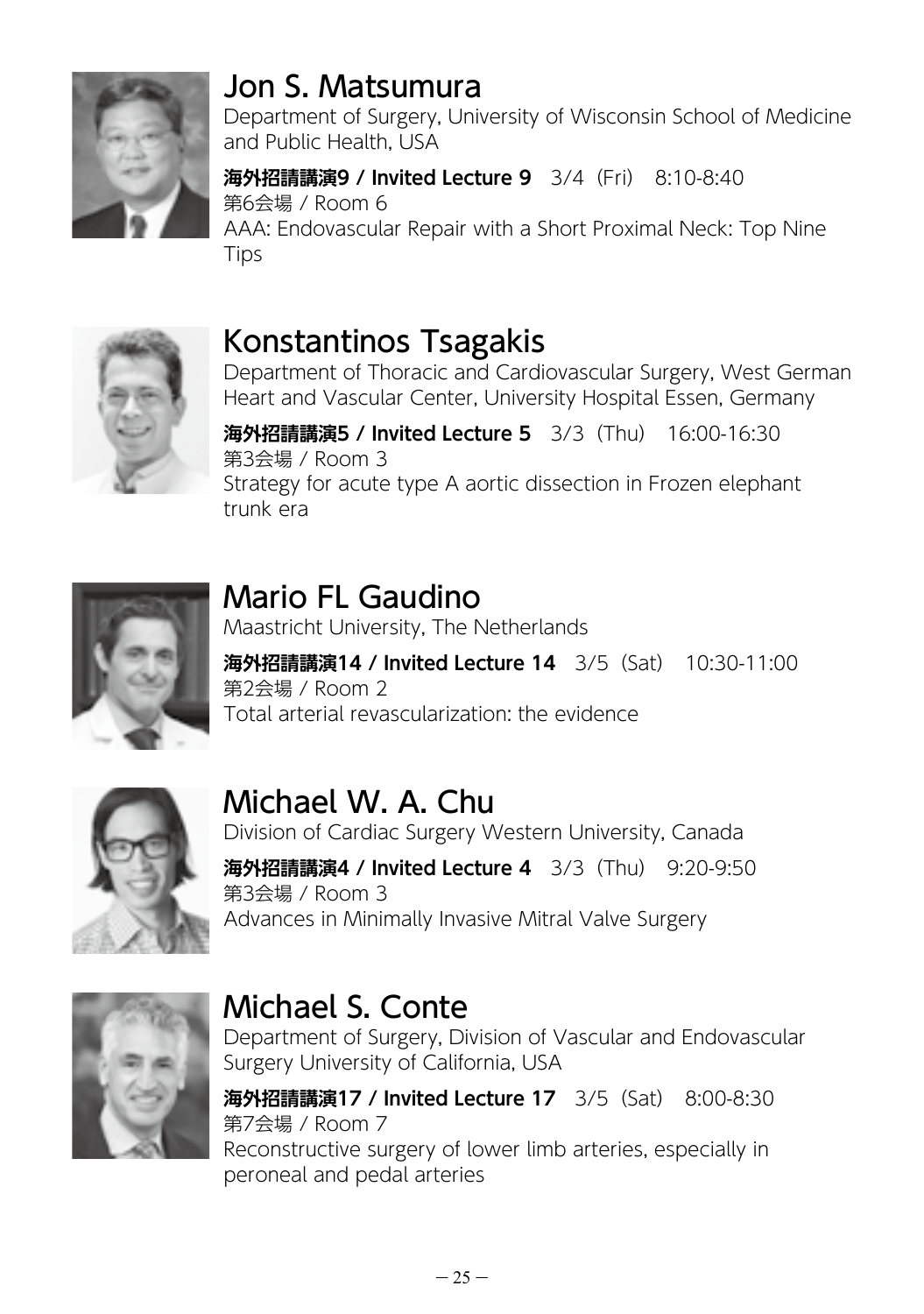## Jon S. Matsumura

Department of Surgery, University of Wisconsin School of Medicine and Public Health, USA

**海外招請講演9 / Invited Lecture 9**　3/4（Fri）　8:10-8:40
第6会場 / Room 6
AAA: Endovascular Repair with a Short Proximal Neck: Top Nine Tips

## Konstantinos Tsagakis

Department of Thoracic and Cardiovascular Surgery, West German Heart and Vascular Center, University Hospital Essen, Germany

**海外招請講演5 / Invited Lecture 5**　3/3（Thu）　16:00-16:30
第3会場 / Room 3
Strategy for acute type A aortic dissection in Frozen elephant trunk era

## Mario FL Gaudino

Maastricht University, The Netherlands

**海外招請講演14 / Invited Lecture 14**　3/5（Sat）　10:30-11:00
第2会場 / Room 2
Total arterial revascularization: the evidence

## Michael W. A. Chu

Division of Cardiac Surgery Western University, Canada

**海外招請講演4 / Invited Lecture 4**　3/3（Thu）　9:20-9:50
第3会場 / Room 3
Advances in Minimally Invasive Mitral Valve Surgery

## Michael S. Conte

Department of Surgery, Division of Vascular and Endovascular Surgery University of California, USA

**海外招請講演17 / Invited Lecture 17**　3/5（Sat）　8:00-8:30
第7会場 / Room 7
Reconstructive surgery of lower limb arteries, especially in peroneal and pedal arteries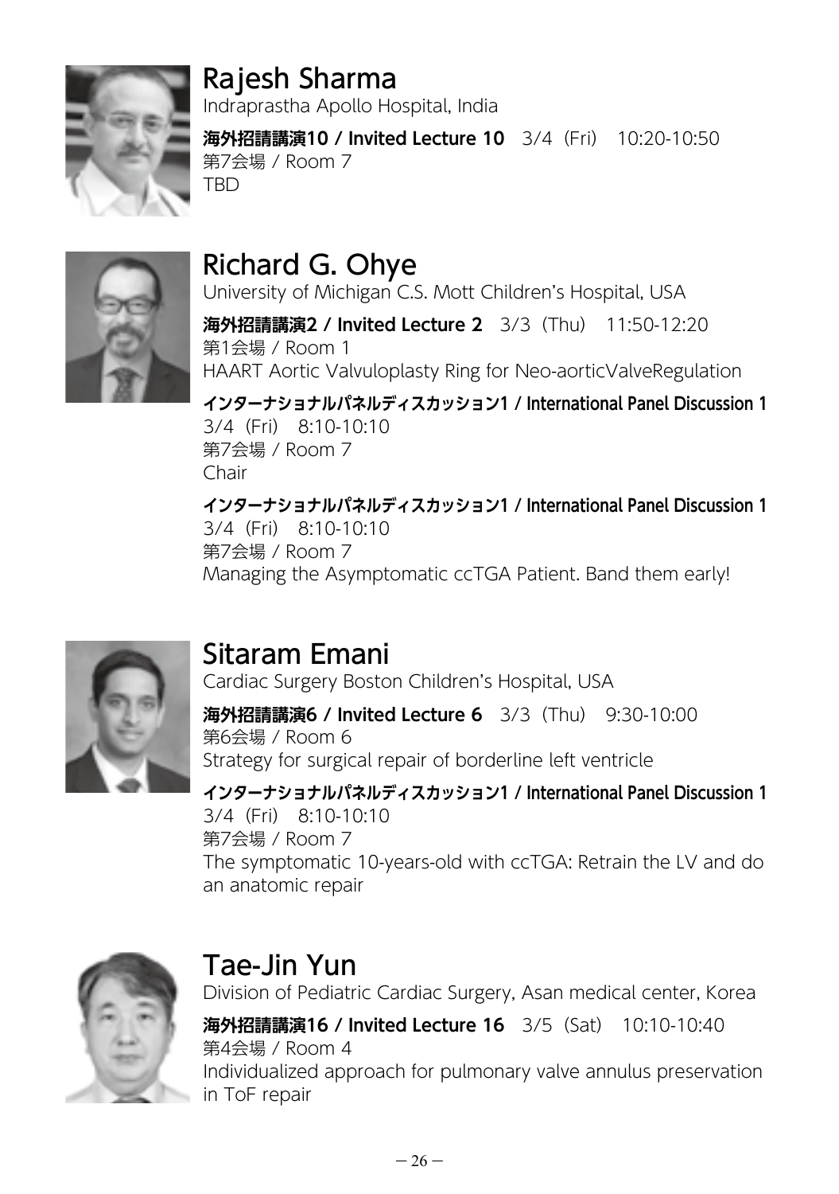## Rajesh Sharma

Indraprastha Apollo Hospital, India

**海外招請講演10 / Invited Lecture 10**　3/4（Fri）　10:20-10:50
第7会場 / Room 7
TBD

## Richard G. Ohye

University of Michigan C.S. Mott Children's Hospital, USA

**海外招請講演2 / Invited Lecture 2**　3/3（Thu）　11:50-12:20
第1会場 / Room 1
HAART Aortic Valvuloplasty Ring for Neo-aorticValveRegulation

**インターナショナルパネルディスカッション1 / International Panel Discussion 1**
3/4（Fri）　8:10-10:10
第7会場 / Room 7
Chair

**インターナショナルパネルディスカッション1 / International Panel Discussion 1**
3/4（Fri）　8:10-10:10
第7会場 / Room 7
Managing the Asymptomatic ccTGA Patient. Band them early!

## Sitaram Emani

Cardiac Surgery Boston Children's Hospital, USA

**海外招請講演6 / Invited Lecture 6**　3/3（Thu）　9:30-10:00
第6会場 / Room 6
Strategy for surgical repair of borderline left ventricle

**インターナショナルパネルディスカッション1 / International Panel Discussion 1**
3/4（Fri）　8:10-10:10
第7会場 / Room 7
The symptomatic 10-years-old with ccTGA: Retrain the LV and do an anatomic repair

## Tae-Jin Yun

Division of Pediatric Cardiac Surgery, Asan medical center, Korea

**海外招請講演16 / Invited Lecture 16**　3/5（Sat）　10:10-10:40
第4会場 / Room 4
Individualized approach for pulmonary valve annulus preservation in ToF repair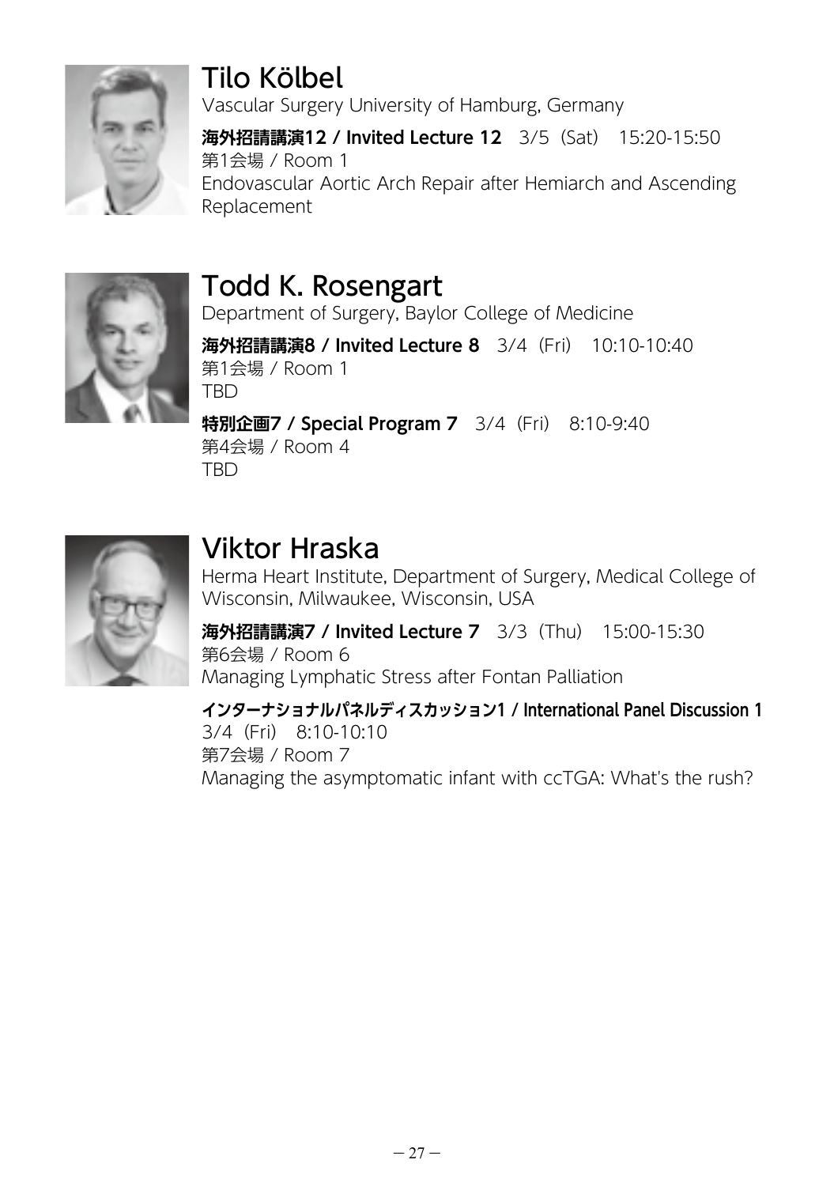## Tilo Kölbel

Vascular Surgery University of Hamburg, Germany

**海外招請講演12 / Invited Lecture 12**　3/5（Sat）　15:20-15:50
第1会場 / Room 1
Endovascular Aortic Arch Repair after Hemiarch and Ascending Replacement

## Todd K. Rosengart

Department of Surgery, Baylor College of Medicine

**海外招請講演8 / Invited Lecture 8**　3/4（Fri）　10:10-10:40
第1会場 / Room 1
TBD

**特別企画7 / Special Program 7**　3/4（Fri）　8:10-9:40
第4会場 / Room 4
TBD

## Viktor Hraska

Herma Heart Institute, Department of Surgery, Medical College of Wisconsin, Milwaukee, Wisconsin, USA

**海外招請講演7 / Invited Lecture 7**　3/3（Thu）　15:00-15:30
第6会場 / Room 6
Managing Lymphatic Stress after Fontan Palliation

**インターナショナルパネルディスカッション1 / International Panel Discussion 1**
3/4（Fri）　8:10-10:10
第7会場 / Room 7
Managing the asymptomatic infant with ccTGA: What's the rush?